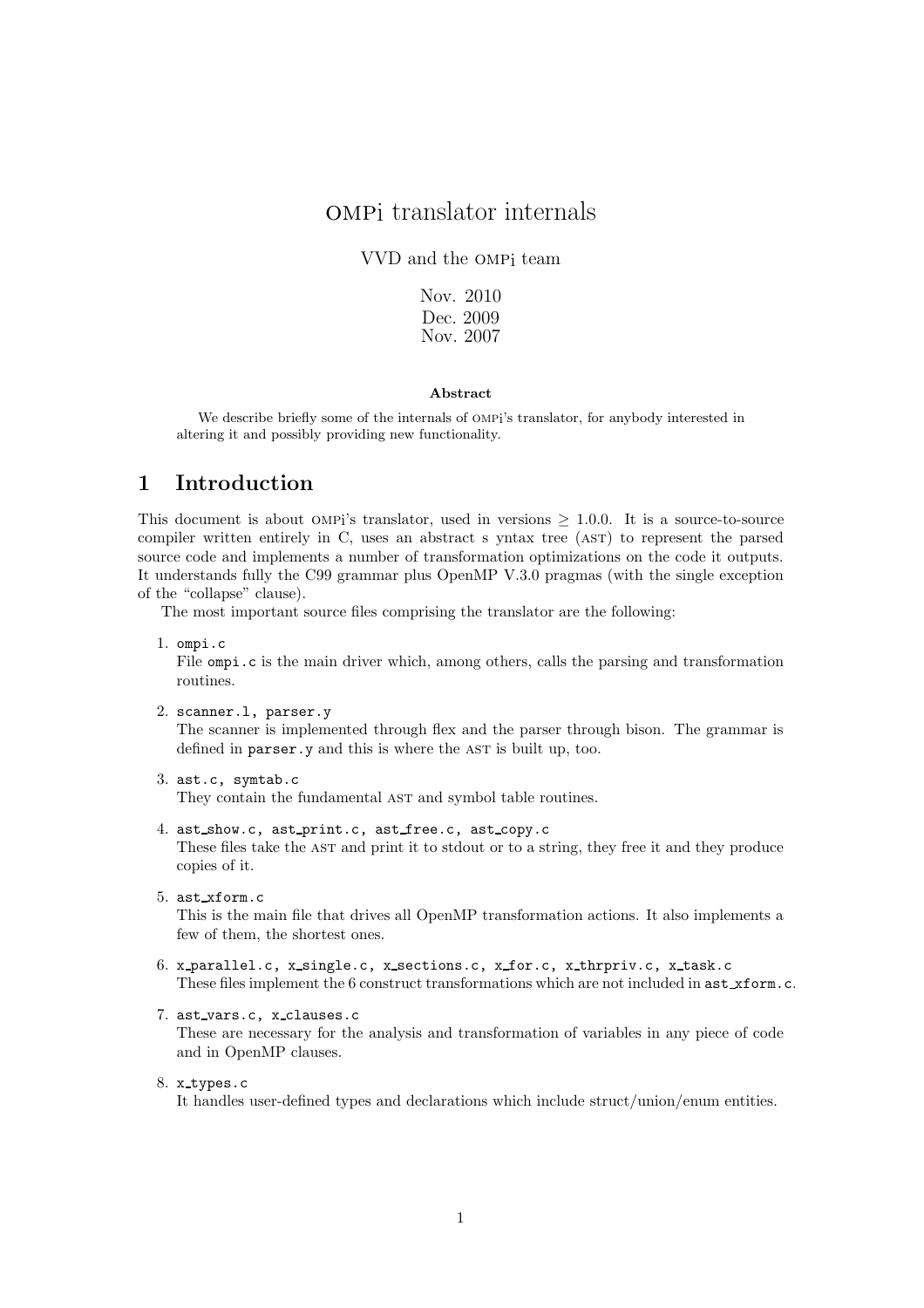# OMPi translator internals

VVD and the OMPi team

Nov. 2010
Dec. 2009
Nov. 2007

**Abstract**

We describe briefly some of the internals of OMPi's translator, for anybody interested in altering it and possibly providing new functionality.

## 1 Introduction

This document is about OMPi's translator, used in versions $\geq$ 1.0.0. It is a source-to-source compiler written entirely in C, uses an abstract s yntax tree (AST) to represent the parsed source code and implements a number of transformation optimizations on the code it outputs. It understands fully the C99 grammar plus OpenMP V.3.0 pragmas (with the single exception of the "collapse" clause).

The most important source files comprising the translator are the following:

1. `ompi.c`
   File `ompi.c` is the main driver which, among others, calls the parsing and transformation routines.
2. `scanner.l, parser.y`
   The scanner is implemented through flex and the parser through bison. The grammar is defined in `parser.y` and this is where the AST is built up, too.
3. `ast.c, symtab.c`
   They contain the fundamental AST and symbol table routines.
4. `ast_show.c, ast_print.c, ast_free.c, ast_copy.c`
   These files take the AST and print it to stdout or to a string, they free it and they produce copies of it.
5. `ast_xform.c`
   This is the main file that drives all OpenMP transformation actions. It also implements a few of them, the shortest ones.
6. `x_parallel.c, x_single.c, x_sections.c, x_for.c, x_thrpriv.c, x_task.c`
   These files implement the 6 construct transformations which are not included in `ast_xform.c`.
7. `ast_vars.c, x_clauses.c`
   These are necessary for the analysis and transformation of variables in any piece of code and in OpenMP clauses.
8. `x_types.c`
   It handles user-defined types and declarations which include struct/union/enum entities.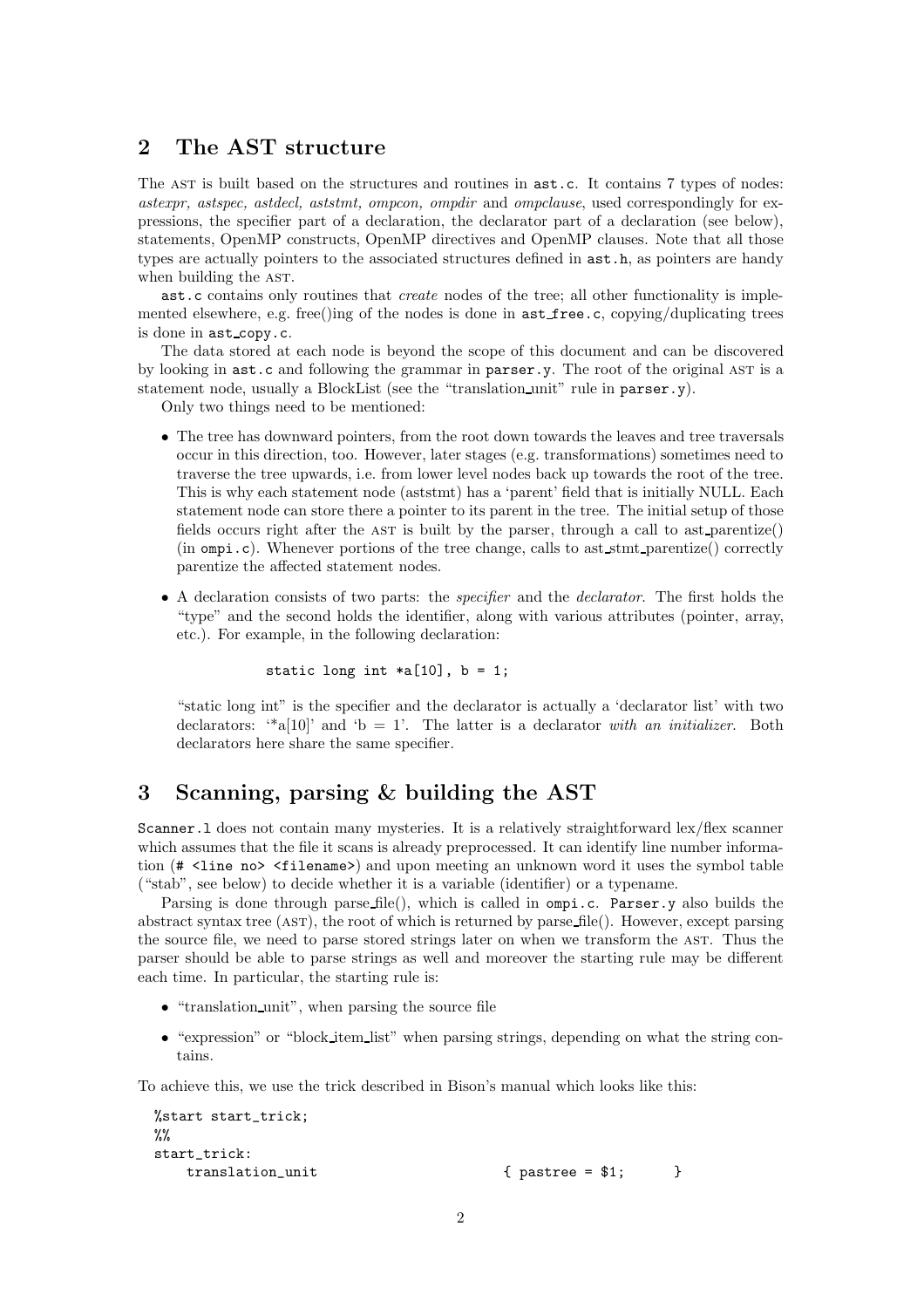## 2 The AST structure

The AST is built based on the structures and routines in `ast.c`. It contains 7 types of nodes: *astexpr, astspec, astdecl, aststmt, ompcon, ompdir* and *ompclause*, used correspondingly for expressions, the specifier part of a declaration, the declarator part of a declaration (see below), statements, OpenMP constructs, OpenMP directives and OpenMP clauses. Note that all those types are actually pointers to the associated structures defined in `ast.h`, as pointers are handy when building the AST.

`ast.c` contains only routines that *create* nodes of the tree; all other functionality is implemented elsewhere, e.g. free()ing of the nodes is done in `ast_free.c`, copying/duplicating trees is done in `ast_copy.c`.

The data stored at each node is beyond the scope of this document and can be discovered by looking in `ast.c` and following the grammar in `parser.y`. The root of the original AST is a statement node, usually a BlockList (see the "translation_unit" rule in `parser.y`).

Only two things need to be mentioned:

- The tree has downward pointers, from the root down towards the leaves and tree traversals occur in this direction, too. However, later stages (e.g. transformations) sometimes need to traverse the tree upwards, i.e. from lower level nodes back up towards the root of the tree. This is why each statement node (aststmt) has a 'parent' field that is initially NULL. Each statement node can store there a pointer to its parent in the tree. The initial setup of those fields occurs right after the AST is built by the parser, through a call to ast_parentize() (in `ompi.c`). Whenever portions of the tree change, calls to ast_stmt_parentize() correctly parentize the affected statement nodes.
- A declaration consists of two parts: the *specifier* and the *declarator*. The first holds the "type" and the second holds the identifier, along with various attributes (pointer, array, etc.). For example, in the following declaration:

  ```
  static long int *a[10], b = 1;
  ```

  "static long int" is the specifier and the declarator is actually a 'declarator list' with two declarators: '*a[10]' and 'b = 1'. The latter is a declarator *with an initializer*. Both declarators here share the same specifier.

## 3 Scanning, parsing & building the AST

`Scanner.l` does not contain many mysteries. It is a relatively straightforward lex/flex scanner which assumes that the file it scans is already preprocessed. It can identify line number information (`# <line no> <filename>`) and upon meeting an unknown word it uses the symbol table ("stab", see below) to decide whether it is a variable (identifier) or a typename.

Parsing is done through parse_file(), which is called in `ompi.c`. `Parser.y` also builds the abstract syntax tree (AST), the root of which is returned by parse_file(). However, except parsing the source file, we need to parse stored strings later on when we transform the AST. Thus the parser should be able to parse strings as well and moreover the starting rule may be different each time. In particular, the starting rule is:

- "translation_unit", when parsing the source file
- "expression" or "block_item_list" when parsing strings, depending on what the string contains.

To achieve this, we use the trick described in Bison's manual which looks like this:

```
%start start_trick;
%%
start_trick:
    translation_unit                    { pastree = $1;      }
```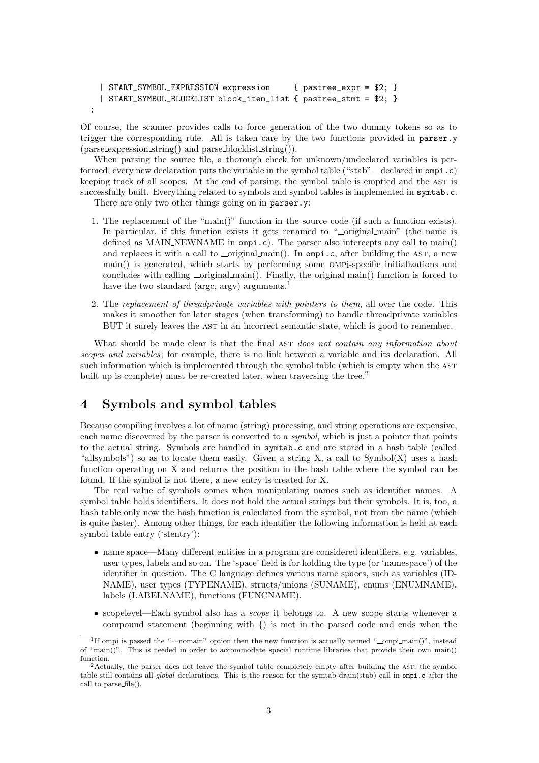```
  | START_SYMBOL_EXPRESSION expression     { pastree_expr = $2; }
  | START_SYMBOL_BLOCKLIST block_item_list { pastree_stmt = $2; }
;
```

Of course, the scanner provides calls to force generation of the two dummy tokens so as to trigger the corresponding rule. All is taken care by the two functions provided in `parser.y` (parse_expression_string() and parse_blocklist_string()).

When parsing the source file, a thorough check for unknown/undeclared variables is performed; every new declaration puts the variable in the symbol table ("stab"—declared in `ompi.c`) keeping track of all scopes. At the end of parsing, the symbol table is emptied and the AST is successfully built. Everything related to symbols and symbol tables is implemented in `symtab.c`.

There are only two other things going on in `parser.y`:

1. The replacement of the "main()" function in the source code (if such a function exists). In particular, if this function exists it gets renamed to "_original_main" (the name is defined as MAIN_NEWNAME in `ompi.c`). The parser also intercepts any call to main() and replaces it with a call to _original_main(). In `ompi.c`, after building the AST, a new main() is generated, which starts by performing some OMPi-specific initializations and concludes with calling _original_main(). Finally, the original main() function is forced to have the two standard (argc, argv) arguments.[1]

2. The *replacement of threadprivate variables with pointers to them*, all over the code. This makes it smoother for later stages (when transforming) to handle threadprivate variables BUT it surely leaves the AST in an incorrect semantic state, which is good to remember.

What should be made clear is that the final AST *does not contain any information about scopes and variables*; for example, there is no link between a variable and its declaration. All such information which is implemented through the symbol table (which is empty when the AST built up is complete) must be re-created later, when traversing the tree.[2]

## 4 Symbols and symbol tables

Because compiling involves a lot of name (string) processing, and string operations are expensive, each name discovered by the parser is converted to a *symbol*, which is just a pointer that points to the actual string. Symbols are handled in `symtab.c` and are stored in a hash table (called "allsymbols") so as to locate them easily. Given a string X, a call to Symbol(X) uses a hash function operating on X and returns the position in the hash table where the symbol can be found. If the symbol is not there, a new entry is created for X.

The real value of symbols comes when manipulating names such as identifier names. A symbol table holds identifiers. It does not hold the actual strings but their symbols. It is, too, a hash table only now the hash function is calculated from the symbol, not from the name (which is quite faster). Among other things, for each identifier the following information is held at each symbol table entry ('stentry'):

- name space—Many different entities in a program are considered identifiers, e.g. variables, user types, labels and so on. The 'space' field is for holding the type (or 'namespace') of the identifier in question. The C language defines various name spaces, such as variables (IDNAME), user types (TYPENAME), structs/unions (SUNAME), enums (ENUMNAME), labels (LABELNAME), functions (FUNCNAME).
- scopelevel—Each symbol also has a *scope* it belongs to. A new scope starts whenever a compound statement (beginning with {) is met in the parsed code and ends when the

---

[1] If ompi is passed the "--nomain" option then the new function is actually named "_ompi_main()", instead of "main()". This is needed in order to accommodate special runtime libraries that provide their own main() function.

[2] Actually, the parser does not leave the symbol table completely empty after building the AST; the symbol table still contains all *global* declarations. This is the reason for the symtab_drain(stab) call in `ompi.c` after the call to parse_file().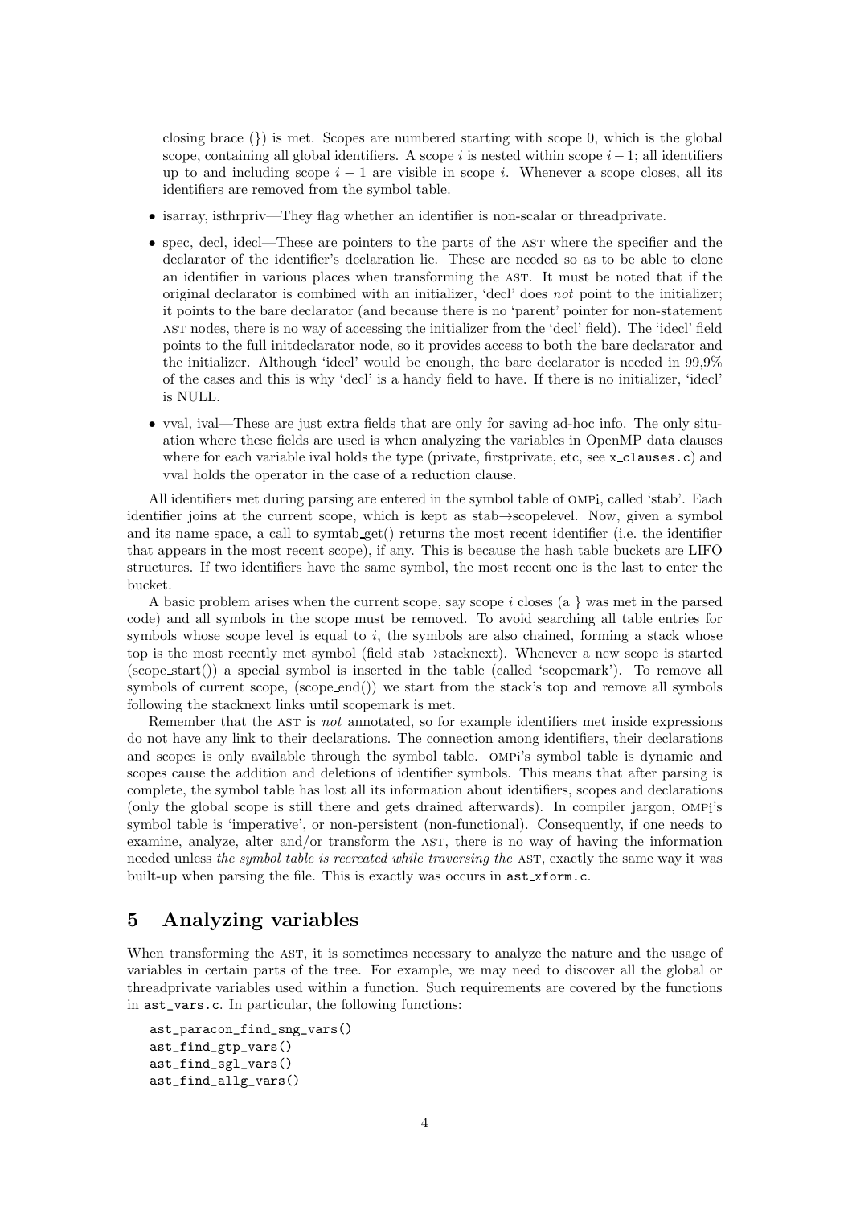closing brace (}) is met. Scopes are numbered starting with scope 0, which is the global scope, containing all global identifiers. A scope $i$ is nested within scope $i-1$; all identifiers up to and including scope $i-1$ are visible in scope $i$. Whenever a scope closes, all its identifiers are removed from the symbol table.

- isarray, isthrpriv—They flag whether an identifier is non-scalar or threadprivate.
- spec, decl, idecl—These are pointers to the parts of the AST where the specifier and the declarator of the identifier's declaration lie. These are needed so as to be able to clone an identifier in various places when transforming the AST. It must be noted that if the original declarator is combined with an initializer, 'decl' does *not* point to the initializer; it points to the bare declarator (and because there is no 'parent' pointer for non-statement AST nodes, there is no way of accessing the initializer from the 'decl' field). The 'idecl' field points to the full initdeclarator node, so it provides access to both the bare declarator and the initializer. Although 'idecl' would be enough, the bare declarator is needed in 99,9% of the cases and this is why 'decl' is a handy field to have. If there is no initializer, 'idecl' is NULL.
- vval, ival—These are just extra fields that are only for saving ad-hoc info. The only situation where these fields are used is when analyzing the variables in OpenMP data clauses where for each variable ival holds the type (private, firstprivate, etc, see `x_clauses.c`) and vval holds the operator in the case of a reduction clause.

All identifiers met during parsing are entered in the symbol table of OMPi, called 'stab'. Each identifier joins at the current scope, which is kept as stab→scopelevel. Now, given a symbol and its name space, a call to symtab_get() returns the most recent identifier (i.e. the identifier that appears in the most recent scope), if any. This is because the hash table buckets are LIFO structures. If two identifiers have the same symbol, the most recent one is the last to enter the bucket.

A basic problem arises when the current scope, say scope $i$ closes (a } was met in the parsed code) and all symbols in the scope must be removed. To avoid searching all table entries for symbols whose scope level is equal to $i$, the symbols are also chained, forming a stack whose top is the most recently met symbol (field stab→stacknext). Whenever a new scope is started (scope_start()) a special symbol is inserted in the table (called 'scopemark'). To remove all symbols of current scope, (scope_end()) we start from the stack's top and remove all symbols following the stacknext links until scopemark is met.

Remember that the AST is *not* annotated, so for example identifiers met inside expressions do not have any link to their declarations. The connection among identifiers, their declarations and scopes is only available through the symbol table. OMPi's symbol table is dynamic and scopes cause the addition and deletions of identifier symbols. This means that after parsing is complete, the symbol table has lost all its information about identifiers, scopes and declarations (only the global scope is still there and gets drained afterwards). In compiler jargon, OMPi's symbol table is 'imperative', or non-persistent (non-functional). Consequently, if one needs to examine, analyze, alter and/or transform the AST, there is no way of having the information needed unless *the symbol table is recreated while traversing the* AST, exactly the same way it was built-up when parsing the file. This is exactly was occurs in `ast_xform.c`.

## 5 Analyzing variables

When transforming the AST, it is sometimes necessary to analyze the nature and the usage of variables in certain parts of the tree. For example, we may need to discover all the global or threadprivate variables used within a function. Such requirements are covered by the functions in `ast_vars.c`. In particular, the following functions:

```
ast_paracon_find_sng_vars()
ast_find_gtp_vars()
ast_find_sgl_vars()
ast_find_allg_vars()
```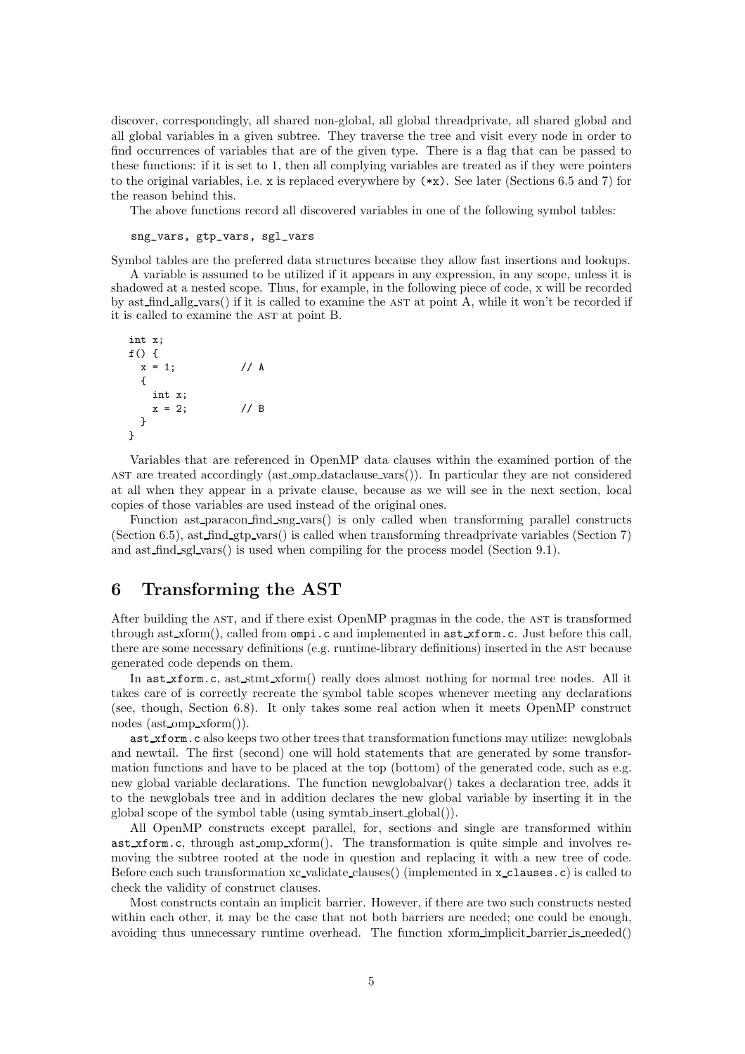discover, correspondingly, all shared non-global, all global threadprivate, all shared global and all global variables in a given subtree. They traverse the tree and visit every node in order to find occurrences of variables that are of the given type. There is a flag that can be passed to these functions: if it is set to 1, then all complying variables are treated as if they were pointers to the original variables, i.e. `x` is replaced everywhere by `(*x)`. See later (Sections 6.5 and 7) for the reason behind this.

The above functions record all discovered variables in one of the following symbol tables:

```
sng_vars, gtp_vars, sgl_vars
```

Symbol tables are the preferred data structures because they allow fast insertions and lookups.

A variable is assumed to be utilized if it appears in any expression, in any scope, unless it is shadowed at a nested scope. Thus, for example, in the following piece of code, x will be recorded by ast_find_allg_vars() if it is called to examine the AST at point A, while it won't be recorded if it is called to examine the AST at point B.

```
int x;
f() {
  x = 1;          // A
  {
    int x;
    x = 2;        // B
  }
}
```

Variables that are referenced in OpenMP data clauses within the examined portion of the AST are treated accordingly (ast_omp_dataclause_vars()). In particular they are not considered at all when they appear in a private clause, because as we will see in the next section, local copies of those variables are used instead of the original ones.

Function ast_paracon_find_sng_vars() is only called when transforming parallel constructs (Section 6.5), ast_find_gtp_vars() is called when transforming threadprivate variables (Section 7) and ast_find_sgl_vars() is used when compiling for the process model (Section 9.1).

# 6 Transforming the AST

After building the AST, and if there exist OpenMP pragmas in the code, the AST is transformed through ast_xform(), called from `ompi.c` and implemented in `ast_xform.c`. Just before this call, there are some necessary definitions (e.g. runtime-library definitions) inserted in the AST because generated code depends on them.

In `ast_xform.c`, ast_stmt_xform() really does almost nothing for normal tree nodes. All it takes care of is correctly recreate the symbol table scopes whenever meeting any declarations (see, though, Section 6.8). It only takes some real action when it meets OpenMP construct nodes (ast_omp_xform()).

`ast_xform.c` also keeps two other trees that transformation functions may utilize: newglobals and newtail. The first (second) one will hold statements that are generated by some transformation functions and have to be placed at the top (bottom) of the generated code, such as e.g. new global variable declarations. The function newglobalvar() takes a declaration tree, adds it to the newglobals tree and in addition declares the new global variable by inserting it in the global scope of the symbol table (using symtab_insert_global()).

All OpenMP constructs except parallel, for, sections and single are transformed within `ast_xform.c`, through ast_omp_xform(). The transformation is quite simple and involves removing the subtree rooted at the node in question and replacing it with a new tree of code. Before each such transformation xc_validate_clauses() (implemented in `x_clauses.c`) is called to check the validity of construct clauses.

Most constructs contain an implicit barrier. However, if there are two such constructs nested within each other, it may be the case that not both barriers are needed; one could be enough, avoiding thus unnecessary runtime overhead. The function xform_implicit_barrier_is_needed()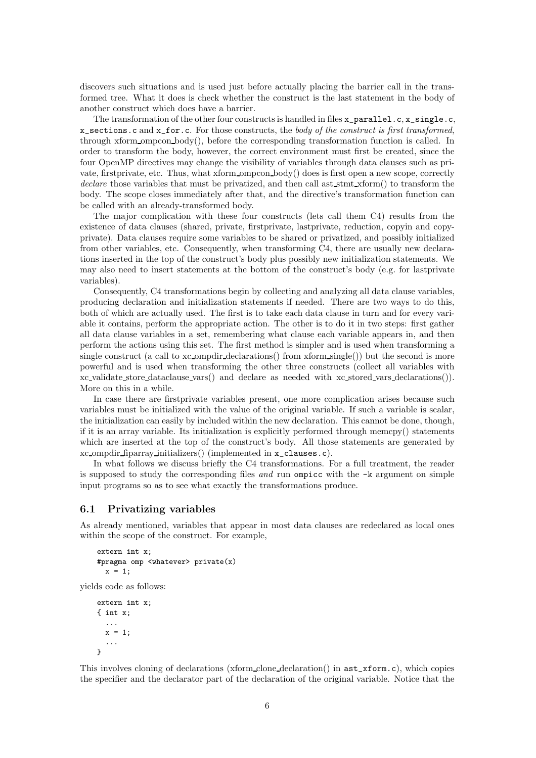discovers such situations and is used just before actually placing the barrier call in the transformed tree. What it does is check whether the construct is the last statement in the body of another construct which does have a barrier.

The transformation of the other four constructs is handled in files `x_parallel.c`, `x_single.c`, `x_sections.c` and `x_for.c`. For those constructs, the *body of the construct is first transformed*, through xform_ompcon_body(), before the corresponding transformation function is called. In order to transform the body, however, the correct environment must first be created, since the four OpenMP directives may change the visibility of variables through data clauses such as private, firstprivate, etc. Thus, what xform_ompcon_body() does is first open a new scope, correctly *declare* those variables that must be privatized, and then call ast_stmt_xform() to transform the body. The scope closes immediately after that, and the directive's transformation function can be called with an already-transformed body.

The major complication with these four constructs (lets call them C4) results from the existence of data clauses (shared, private, firstprivate, lastprivate, reduction, copyin and copyprivate). Data clauses require some variables to be shared or privatized, and possibly initialized from other variables, etc. Consequently, when transforming C4, there are usually new declarations inserted in the top of the construct's body plus possibly new initialization statements. We may also need to insert statements at the bottom of the construct's body (e.g. for lastprivate variables).

Consequently, C4 transformations begin by collecting and analyzing all data clause variables, producing declaration and initialization statements if needed. There are two ways to do this, both of which are actually used. The first is to take each data clause in turn and for every variable it contains, perform the appropriate action. The other is to do it in two steps: first gather all data clause variables in a set, remembering what clause each variable appears in, and then perform the actions using this set. The first method is simpler and is used when transforming a single construct (a call to xc_ompdir_declarations() from xform_single()) but the second is more powerful and is used when transforming the other three constructs (collect all variables with xc_validate_store_dataclause_vars() and declare as needed with xc_stored_vars_declarations()). More on this in a while.

In case there are firstprivate variables present, one more complication arises because such variables must be initialized with the value of the original variable. If such a variable is scalar, the initialization can easily by included within the new declaration. This cannot be done, though, if it is an array variable. Its initialization is explicitly performed through memcpy() statements which are inserted at the top of the construct's body. All those statements are generated by xc_ompdir_fiparray_initializers() (implemented in `x_clauses.c`).

In what follows we discuss briefly the C4 transformations. For a full treatment, the reader is supposed to study the corresponding files *and* run `ompicc` with the `-k` argument on simple input programs so as to see what exactly the transformations produce.

## 6.1 Privatizing variables

As already mentioned, variables that appear in most data clauses are redeclared as local ones within the scope of the construct. For example,

```
extern int x;
#pragma omp <whatever> private(x)
  x = 1;
```

yields code as follows:

```
extern int x;
{ int x;
  ...
  x = 1;
  ...
}
```

This involves cloning of declarations (xform_clone_declaration() in `ast_xform.c`), which copies the specifier and the declarator part of the declaration of the original variable. Notice that the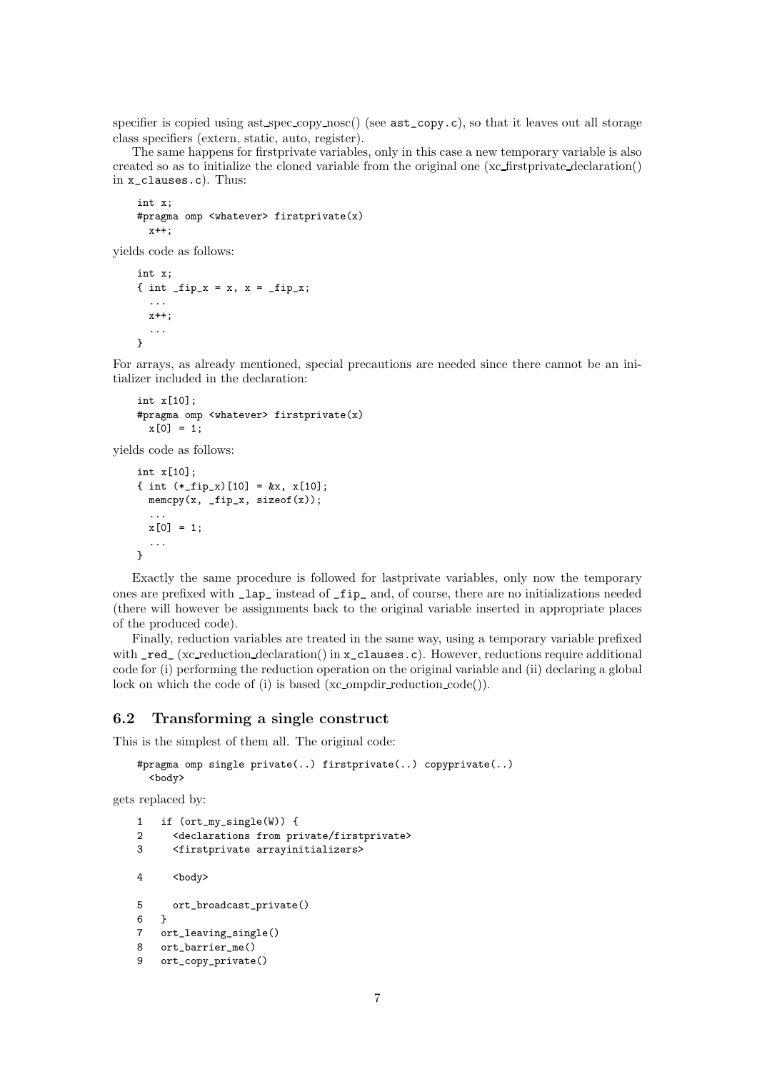specifier is copied using ast_spec_copy_nosc() (see `ast_copy.c`), so that it leaves out all storage class specifiers (extern, static, auto, register).

The same happens for firstprivate variables, only in this case a new temporary variable is also created so as to initialize the cloned variable from the original one (xc_firstprivate_declaration() in `x_clauses.c`). Thus:

```
int x;
#pragma omp <whatever> firstprivate(x)
  x++;
```

yields code as follows:

```
int x;
{ int _fip_x = x, x = _fip_x;
  ...
  x++;
  ...
}
```

For arrays, as already mentioned, special precautions are needed since there cannot be an initializer included in the declaration:

```
int x[10];
#pragma omp <whatever> firstprivate(x)
  x[0] = 1;
```

yields code as follows:

```
int x[10];
{ int (*_fip_x)[10] = &x, x[10];
  memcpy(x, _fip_x, sizeof(x));
  ...
  x[0] = 1;
  ...
}
```

Exactly the same procedure is followed for lastprivate variables, only now the temporary ones are prefixed with `_lap_` instead of `_fip_` and, of course, there are no initializations needed (there will however be assignments back to the original variable inserted in appropriate places of the produced code).

Finally, reduction variables are treated in the same way, using a temporary variable prefixed with `_red_` (xc_reduction_declaration() in `x_clauses.c`). However, reductions require additional code for (i) performing the reduction operation on the original variable and (ii) declaring a global lock on which the code of (i) is based (xc_ompdir_reduction_code()).

## 6.2 Transforming a single construct

This is the simplest of them all. The original code:

```
#pragma omp single private(..) firstprivate(..) copyprivate(..)
  <body>
```

gets replaced by:

```
1   if (ort_my_single(W)) {
2     <declarations from private/firstprivate>
3     <firstprivate arrayinitializers>

4     <body>

5     ort_broadcast_private()
6   }
7   ort_leaving_single()
8   ort_barrier_me()
9   ort_copy_private()
```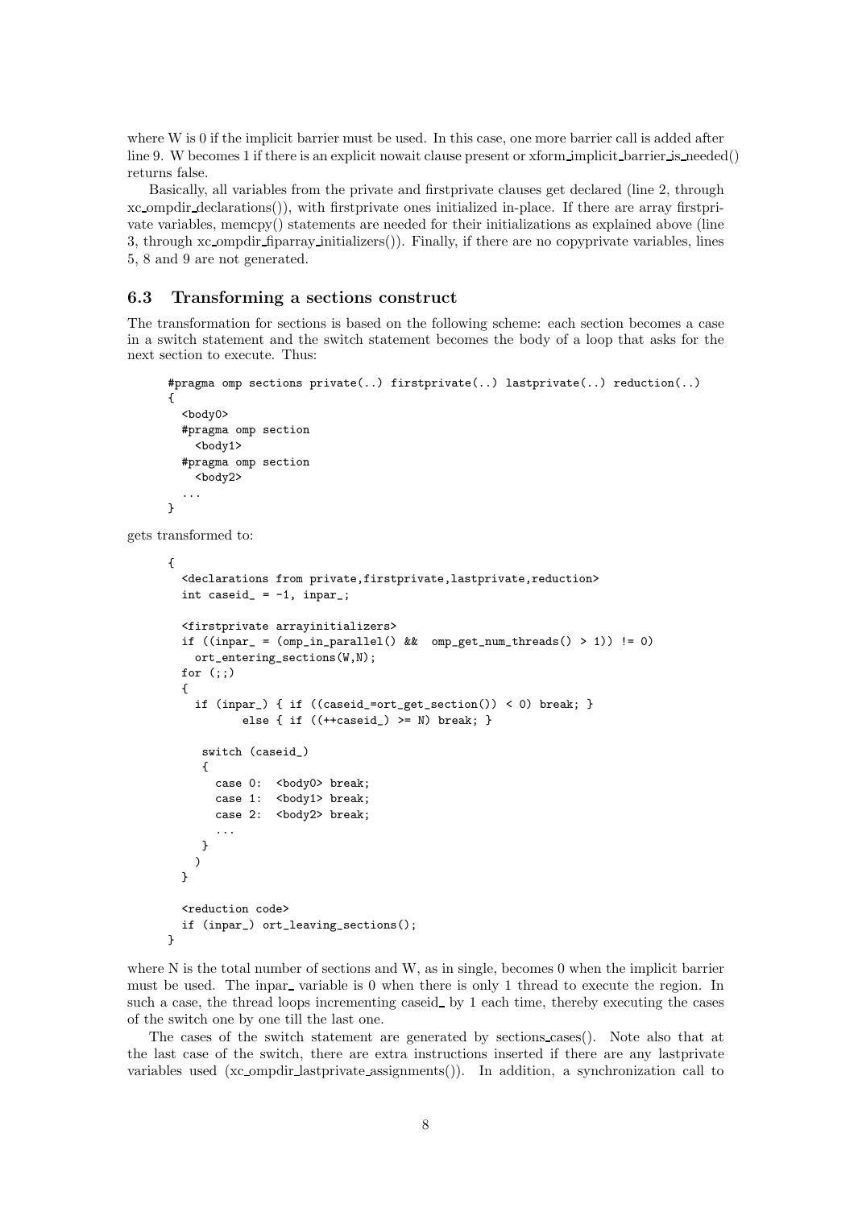where W is 0 if the implicit barrier must be used. In this case, one more barrier call is added after line 9. W becomes 1 if there is an explicit nowait clause present or xform_implicit_barrier_is_needed() returns false.

Basically, all variables from the private and firstprivate clauses get declared (line 2, through xc_ompdir_declarations()), with firstprivate ones initialized in-place. If there are array firstprivate variables, memcpy() statements are needed for their initializations as explained above (line 3, through xc_ompdir_fiparray_initializers()). Finally, if there are no copyprivate variables, lines 5, 8 and 9 are not generated.

## 6.3 Transforming a sections construct

The transformation for sections is based on the following scheme: each section becomes a case in a switch statement and the switch statement becomes the body of a loop that asks for the next section to execute. Thus:

```
#pragma omp sections private(..) firstprivate(..) lastprivate(..) reduction(..)
{
  <body0>
  #pragma omp section
    <body1>
  #pragma omp section
    <body2>
  ...
}
```

gets transformed to:

```
{
  <declarations from private,firstprivate,lastprivate,reduction>
  int caseid_ = -1, inpar_;

  <firstprivate arrayinitializers>
  if ((inpar_ = (omp_in_parallel() &&  omp_get_num_threads() > 1)) != 0)
    ort_entering_sections(W,N);
  for (;;)
  {
    if (inpar_) { if ((caseid_=ort_get_section()) < 0) break; }
           else { if ((++caseid_) >= N) break; }

     switch (caseid_)
     {
       case 0:  <body0> break;
       case 1:  <body1> break;
       case 2:  <body2> break;
       ...
     }
    )
  }

  <reduction code>
  if (inpar_) ort_leaving_sections();
}
```

where N is the total number of sections and W, as in single, becomes 0 when the implicit barrier must be used. The inpar_ variable is 0 when there is only 1 thread to execute the region. In such a case, the thread loops incrementing caseid_ by 1 each time, thereby executing the cases of the switch one by one till the last one.

The cases of the switch statement are generated by sections_cases(). Note also that at the last case of the switch, there are extra instructions inserted if there are any lastprivate variables used (xc_ompdir_lastprivate_assignments()). In addition, a synchronization call to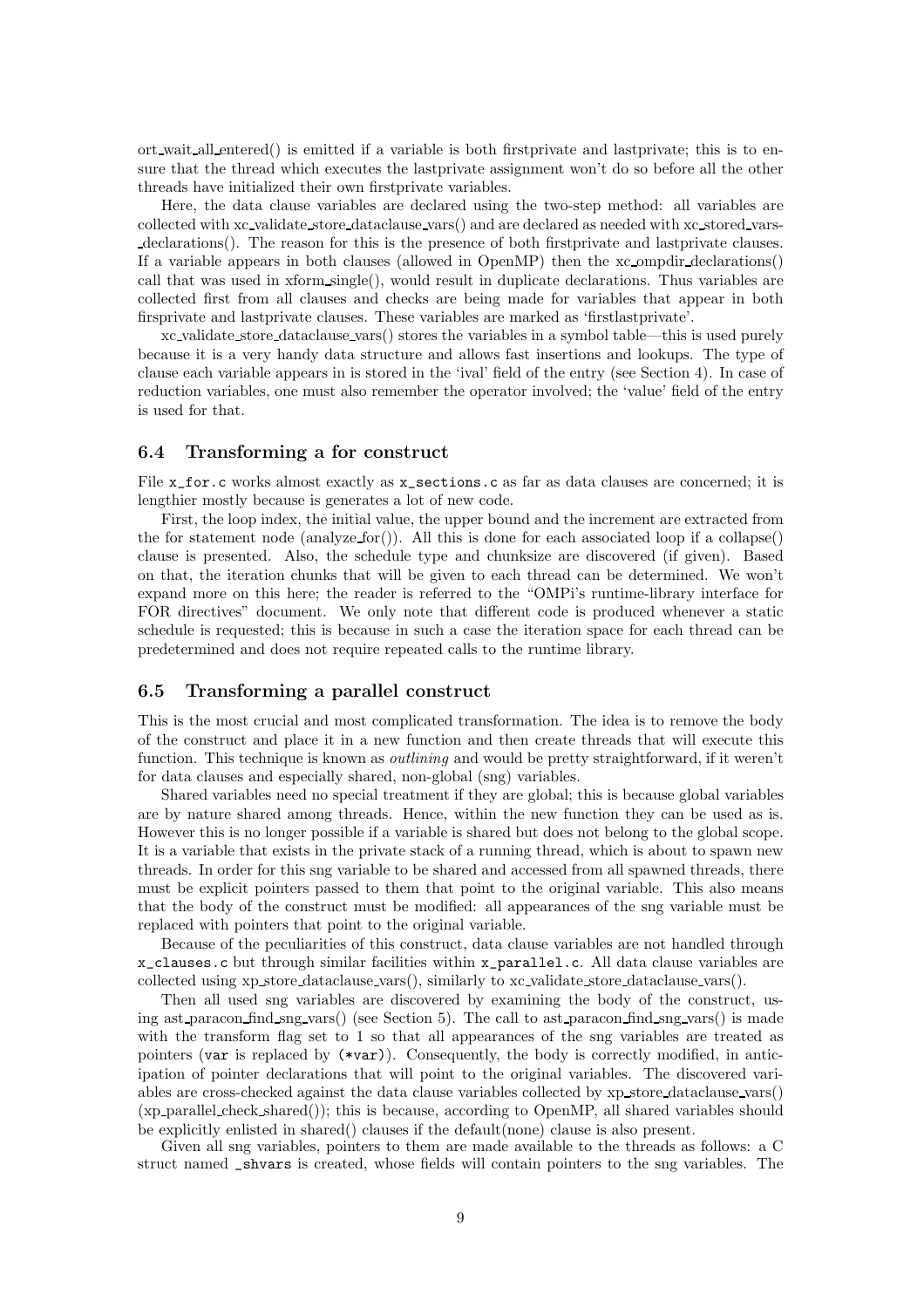ort_wait_all_entered() is emitted if a variable is both firstprivate and lastprivate; this is to ensure that the thread which executes the lastprivate assignment won't do so before all the other threads have initialized their own firstprivate variables.

Here, the data clause variables are declared using the two-step method: all variables are collected with xc_validate_store_dataclause_vars() and are declared as needed with xc_stored_vars_declarations(). The reason for this is the presence of both firstprivate and lastprivate clauses. If a variable appears in both clauses (allowed in OpenMP) then the xc_ompdir_declarations() call that was used in xform_single(), would result in duplicate declarations. Thus variables are collected first from all clauses and checks are being made for variables that appear in both firsprivate and lastprivate clauses. These variables are marked as 'firstlastprivate'.

xc_validate_store_dataclause_vars() stores the variables in a symbol table—this is used purely because it is a very handy data structure and allows fast insertions and lookups. The type of clause each variable appears in is stored in the 'ival' field of the entry (see Section 4). In case of reduction variables, one must also remember the operator involved; the 'value' field of the entry is used for that.

### 6.4 Transforming a for construct

File `x_for.c` works almost exactly as `x_sections.c` as far as data clauses are concerned; it is lengthier mostly because is generates a lot of new code.

First, the loop index, the initial value, the upper bound and the increment are extracted from the for statement node (analyze_for()). All this is done for each associated loop if a collapse() clause is presented. Also, the schedule type and chunksize are discovered (if given). Based on that, the iteration chunks that will be given to each thread can be determined. We won't expand more on this here; the reader is referred to the "OMPi's runtime-library interface for FOR directives" document. We only note that different code is produced whenever a static schedule is requested; this is because in such a case the iteration space for each thread can be predetermined and does not require repeated calls to the runtime library.

### 6.5 Transforming a parallel construct

This is the most crucial and most complicated transformation. The idea is to remove the body of the construct and place it in a new function and then create threads that will execute this function. This technique is known as *outlining* and would be pretty straightforward, if it weren't for data clauses and especially shared, non-global (sng) variables.

Shared variables need no special treatment if they are global; this is because global variables are by nature shared among threads. Hence, within the new function they can be used as is. However this is no longer possible if a variable is shared but does not belong to the global scope. It is a variable that exists in the private stack of a running thread, which is about to spawn new threads. In order for this sng variable to be shared and accessed from all spawned threads, there must be explicit pointers passed to them that point to the original variable. This also means that the body of the construct must be modified: all appearances of the sng variable must be replaced with pointers that point to the original variable.

Because of the peculiarities of this construct, data clause variables are not handled through `x_clauses.c` but through similar facilities within `x_parallel.c`. All data clause variables are collected using xp_store_dataclause_vars(), similarly to xc_validate_store_dataclause_vars().

Then all used sng variables are discovered by examining the body of the construct, using ast_paracon_find_sng_vars() (see Section 5). The call to ast_paracon_find_sng_vars() is made with the transform flag set to 1 so that all appearances of the sng variables are treated as pointers (`var` is replaced by `(*var)`). Consequently, the body is correctly modified, in anticipation of pointer declarations that will point to the original variables. The discovered variables are cross-checked against the data clause variables collected by xp_store_dataclause_vars() (xp_parallel_check_shared()); this is because, according to OpenMP, all shared variables should be explicitly enlisted in shared() clauses if the default(none) clause is also present.

Given all sng variables, pointers to them are made available to the threads as follows: a C struct named `_shvars` is created, whose fields will contain pointers to the sng variables. The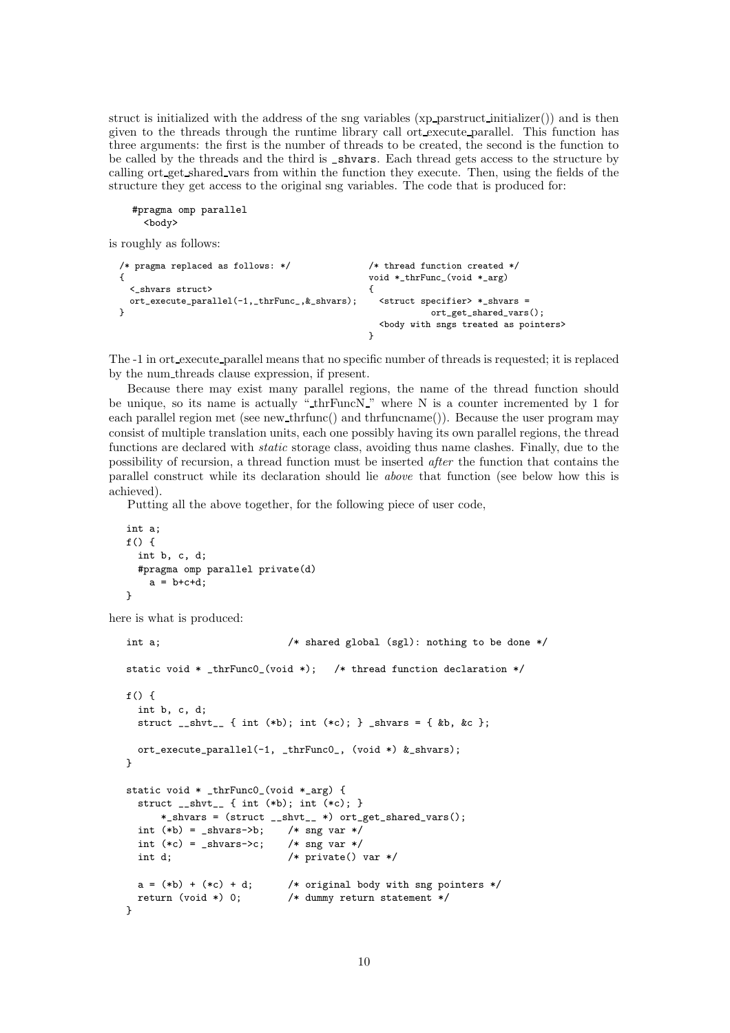struct is initialized with the address of the sng variables (xp_parstruct_initializer()) and is then given to the threads through the runtime library call ort_execute_parallel. This function has three arguments: the first is the number of threads to be created, the second is the function to be called by the threads and the third is `_shvars`. Each thread gets access to the structure by calling ort_get_shared_vars from within the function they execute. Then, using the fields of the structure they get access to the original sng variables. The code that is produced for:

```
#pragma omp parallel
  <body>
```

is roughly as follows:

```
/* pragma replaced as follows: */
{
  <_shvars struct>
  ort_execute_parallel(-1,_thrFunc_,&_shvars);
}
```

```
/* thread function created */
void *_thrFunc_(void *_arg)
{
  <struct specifier> *_shvars =
            ort_get_shared_vars();
  <body with sngs treated as pointers>
}
```

The -1 in ort_execute_parallel means that no specific number of threads is requested; it is replaced by the num_threads clause expression, if present.

Because there may exist many parallel regions, the name of the thread function should be unique, so its name is actually "_thrFuncN_" where N is a counter incremented by 1 for each parallel region met (see new_thrfunc() and thrfuncname()). Because the user program may consist of multiple translation units, each one possibly having its own parallel regions, the thread functions are declared with *static* storage class, avoiding thus name clashes. Finally, due to the possibility of recursion, a thread function must be inserted *after* the function that contains the parallel construct while its declaration should lie *above* that function (see below how this is achieved).

Putting all the above together, for the following piece of user code,

```
int a;
f() {
  int b, c, d;
  #pragma omp parallel private(d)
    a = b+c+d;
}
```

here is what is produced:

```
int a;                      /* shared global (sgl): nothing to be done */

static void * _thrFunc0_(void *);   /* thread function declaration */

f() {
  int b, c, d;
  struct __shvt__ { int (*b); int (*c); } _shvars = { &b, &c };

  ort_execute_parallel(-1, _thrFunc0_, (void *) &_shvars);
}

static void * _thrFunc0_(void *_arg) {
  struct __shvt__ { int (*b); int (*c); }
      *_shvars = (struct __shvt__ *) ort_get_shared_vars();
  int (*b) = _shvars->b;    /* sng var */
  int (*c) = _shvars->c;    /* sng var */
  int d;                    /* private() var */

  a = (*b) + (*c) + d;      /* original body with sng pointers */
  return (void *) 0;        /* dummy return statement */
}
```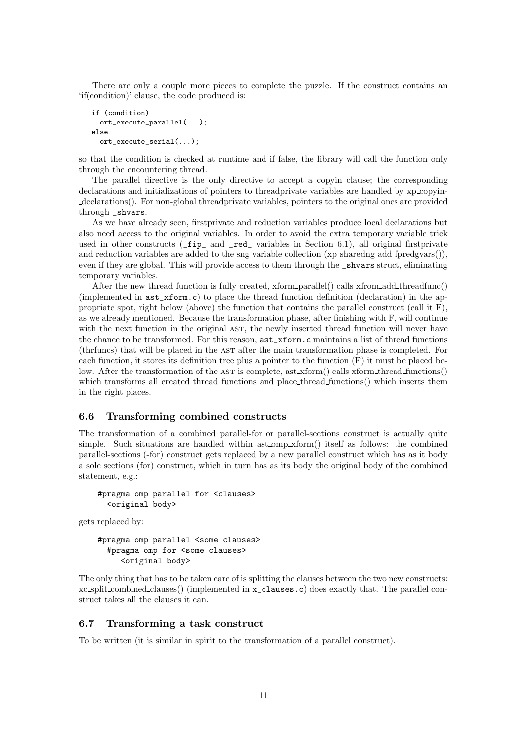There are only a couple more pieces to complete the puzzle. If the construct contains an 'if(condition)' clause, the code produced is:

```
if (condition)
  ort_execute_parallel(...);
else
  ort_execute_serial(...);
```

so that the condition is checked at runtime and if false, the library will call the function only through the encountering thread.

The parallel directive is the only directive to accept a copyin clause; the corresponding declarations and initializations of pointers to threadprivate variables are handled by xp_copyin_declarations(). For non-global threadprivate variables, pointers to the original ones are provided through `_shvars`.

As we have already seen, firstprivate and reduction variables produce local declarations but also need access to the original variables. In order to avoid the extra temporary variable trick used in other constructs (`_fip_` and `_red_` variables in Section 6.1), all original firstprivate and reduction variables are added to the sng variable collection (xp_sharedng_add_fpredgvars()), even if they are global. This will provide access to them through the `_shvars` struct, eliminating temporary variables.

After the new thread function is fully created, xform_parallel() calls xfrom_add_threadfunc() (implemented in `ast_xform.c`) to place the thread function definition (declaration) in the appropriate spot, right below (above) the function that contains the parallel construct (call it F), as we already mentioned. Because the transformation phase, after finishing with F, will continue with the next function in the original AST, the newly inserted thread function will never have the chance to be transformed. For this reason, `ast_xform.c` maintains a list of thread functions (thrfuncs) that will be placed in the AST after the main transformation phase is completed. For each function, it stores its definition tree plus a pointer to the function (F) it must be placed below. After the transformation of the AST is complete, ast_xform() calls xform_thread_functions() which transforms all created thread functions and place_thread_functions() which inserts them in the right places.

## 6.6 Transforming combined constructs

The transformation of a combined parallel-for or parallel-sections construct is actually quite simple. Such situations are handled within ast_omp_xform() itself as follows: the combined parallel-sections (-for) construct gets replaced by a new parallel construct which has as it body a sole sections (for) construct, which in turn has as its body the original body of the combined statement, e.g.:

```
#pragma omp parallel for <clauses>
  <original body>
```

gets replaced by:

```
#pragma omp parallel <some clauses>
  #pragma omp for <some clauses>
     <original body>
```

The only thing that has to be taken care of is splitting the clauses between the two new constructs: xc_split_combined_clauses() (implemented in `x_clauses.c`) does exactly that. The parallel construct takes all the clauses it can.

## 6.7 Transforming a task construct

To be written (it is similar in spirit to the transformation of a parallel construct).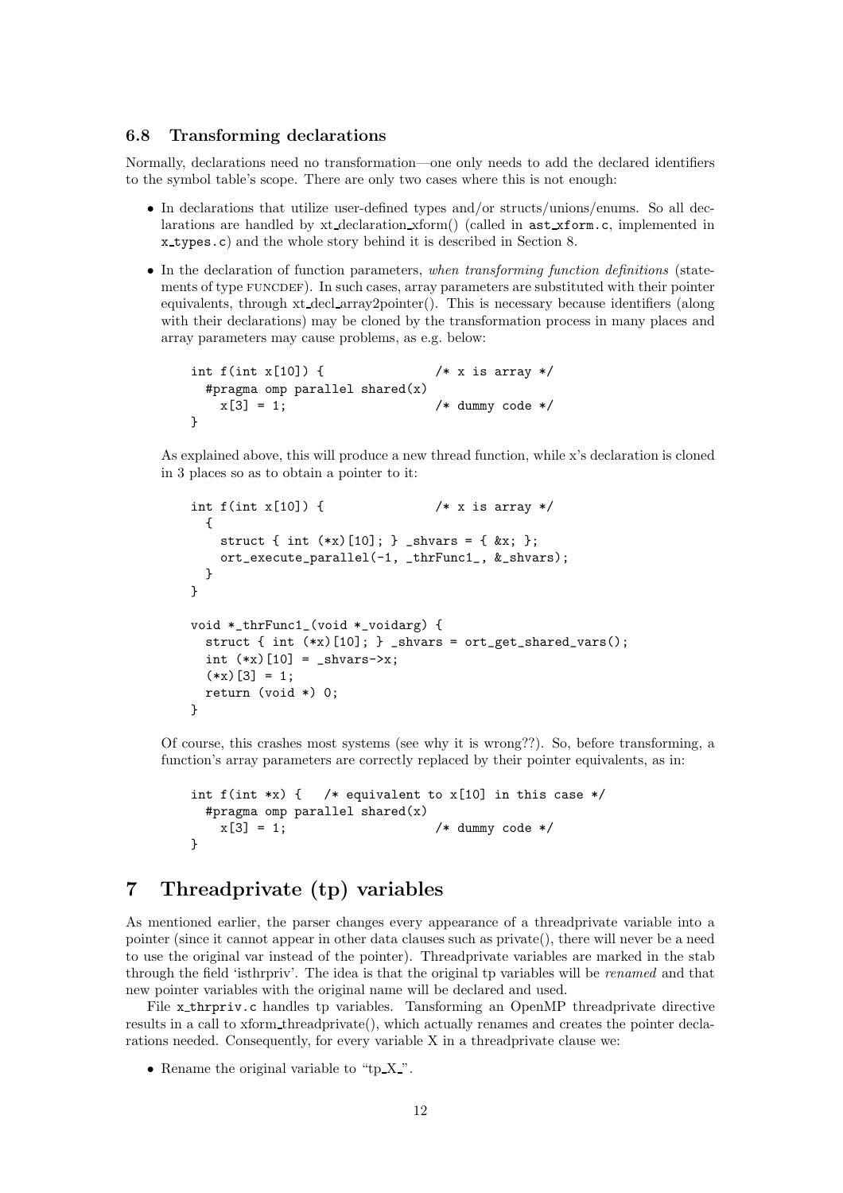### 6.8 Transforming declarations

Normally, declarations need no transformation—one only needs to add the declared identifiers to the symbol table's scope. There are only two cases where this is not enough:

- In declarations that utilize user-defined types and/or structs/unions/enums. So all declarations are handled by xt_declaration_xform() (called in `ast_xform.c`, implemented in `x_types.c`) and the whole story behind it is described in Section 8.
- In the declaration of function parameters, *when transforming function definitions* (statements of type FUNCDEF). In such cases, array parameters are substituted with their pointer equivalents, through xt_decl_array2pointer(). This is necessary because identifiers (along with their declarations) may be cloned by the transformation process in many places and array parameters may cause problems, as e.g. below:

```
int f(int x[10]) {              /* x is array */
  #pragma omp parallel shared(x)
    x[3] = 1;                   /* dummy code */
}
```

As explained above, this will produce a new thread function, while x's declaration is cloned in 3 places so as to obtain a pointer to it:

```
int f(int x[10]) {              /* x is array */
  {
    struct { int (*x)[10]; } _shvars = { &x; };
    ort_execute_parallel(-1, _thrFunc1_, &_shvars);
  }
}

void *_thrFunc1_(void *_voidarg) {
  struct { int (*x)[10]; } _shvars = ort_get_shared_vars();
  int (*x)[10] = _shvars->x;
  (*x)[3] = 1;
  return (void *) 0;
}
```

Of course, this crashes most systems (see why it is wrong??). So, before transforming, a function's array parameters are correctly replaced by their pointer equivalents, as in:

```
int f(int *x) {   /* equivalent to x[10] in this case */
  #pragma omp parallel shared(x)
    x[3] = 1;                   /* dummy code */
}
```

## 7 Threadprivate (tp) variables

As mentioned earlier, the parser changes every appearance of a threadprivate variable into a pointer (since it cannot appear in other data clauses such as private(), there will never be a need to use the original var instead of the pointer). Threadprivate variables are marked in the stab through the field 'isthrpriv'. The idea is that the original tp variables will be *renamed* and that new pointer variables with the original name will be declared and used.

File `x_thrpriv.c` handles tp variables. Transforming an OpenMP threadprivate directive results in a call to xform_threadprivate(), which actually renames and creates the pointer declarations needed. Consequently, for every variable X in a threadprivate clause we:

- Rename the original variable to "tp_X_".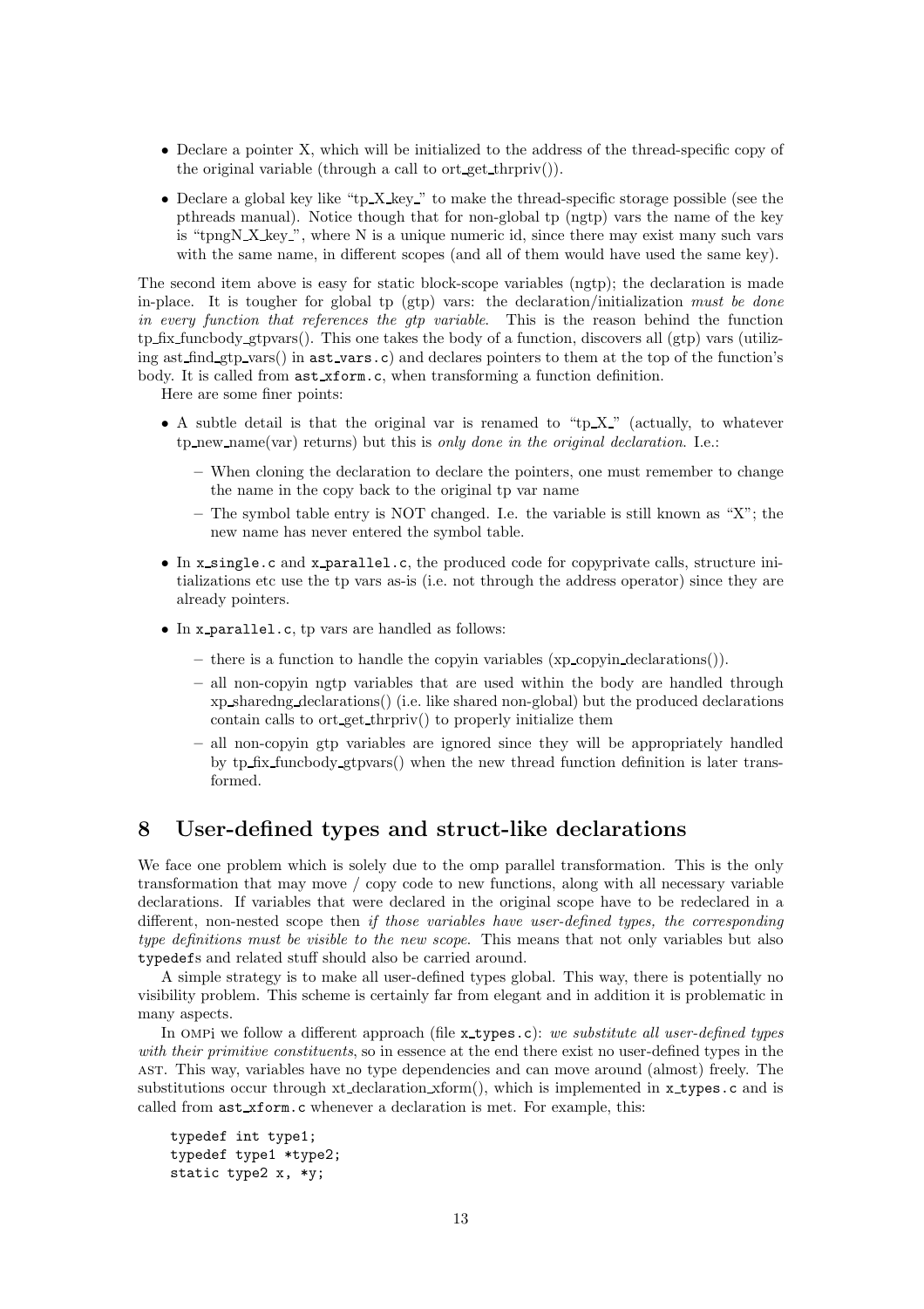- Declare a pointer X, which will be initialized to the address of the thread-specific copy of the original variable (through a call to ort_get_thrpriv()).
- Declare a global key like "tp_X_key_" to make the thread-specific storage possible (see the pthreads manual). Notice though that for non-global tp (ngtp) vars the name of the key is "tpngN_X_key_", where N is a unique numeric id, since there may exist many such vars with the same name, in different scopes (and all of them would have used the same key).

The second item above is easy for static block-scope variables (ngtp); the declaration is made in-place. It is tougher for global tp (gtp) vars: the declaration/initialization *must be done in every function that references the gtp variable*. This is the reason behind the function tp_fix_funcbody_gtpvars(). This one takes the body of a function, discovers all (gtp) vars (utilizing ast_find_gtp_vars() in `ast_vars.c`) and declares pointers to them at the top of the function's body. It is called from `ast_xform.c`, when transforming a function definition.

Here are some finer points:

- A subtle detail is that the original var is renamed to "tp_X_" (actually, to whatever tp_new_name(var) returns) but this is *only done in the original declaration*. I.e.:
  - When cloning the declaration to declare the pointers, one must remember to change the name in the copy back to the original tp var name
  - The symbol table entry is NOT changed. I.e. the variable is still known as "X"; the new name has never entered the symbol table.
- In `x_single.c` and `x_parallel.c`, the produced code for copyprivate calls, structure initializations etc use the tp vars as-is (i.e. not through the address operator) since they are already pointers.
- In `x_parallel.c`, tp vars are handled as follows:
  - there is a function to handle the copyin variables (xp_copyin_declarations()).
  - all non-copyin ngtp variables that are used within the body are handled through xp_sharedng_declarations() (i.e. like shared non-global) but the produced declarations contain calls to ort_get_thrpriv() to properly initialize them
  - all non-copyin gtp variables are ignored since they will be appropriately handled by tp_fix_funcbody_gtpvars() when the new thread function definition is later transformed.

## 8 User-defined types and struct-like declarations

We face one problem which is solely due to the omp parallel transformation. This is the only transformation that may move / copy code to new functions, along with all necessary variable declarations. If variables that were declared in the original scope have to be redeclared in a different, non-nested scope then *if those variables have user-defined types, the corresponding type definitions must be visible to the new scope*. This means that not only variables but also `typedef`s and related stuff should also be carried around.

A simple strategy is to make all user-defined types global. This way, there is potentially no visibility problem. This scheme is certainly far from elegant and in addition it is problematic in many aspects.

In OMPi we follow a different approach (file `x_types.c`): *we substitute all user-defined types with their primitive constituents*, so in essence at the end there exist no user-defined types in the AST. This way, variables have no type dependencies and can move around (almost) freely. The substitutions occur through xt_declaration_xform(), which is implemented in `x_types.c` and is called from `ast_xform.c` whenever a declaration is met. For example, this:

```
typedef int type1;
typedef type1 *type2;
static type2 x, *y;
```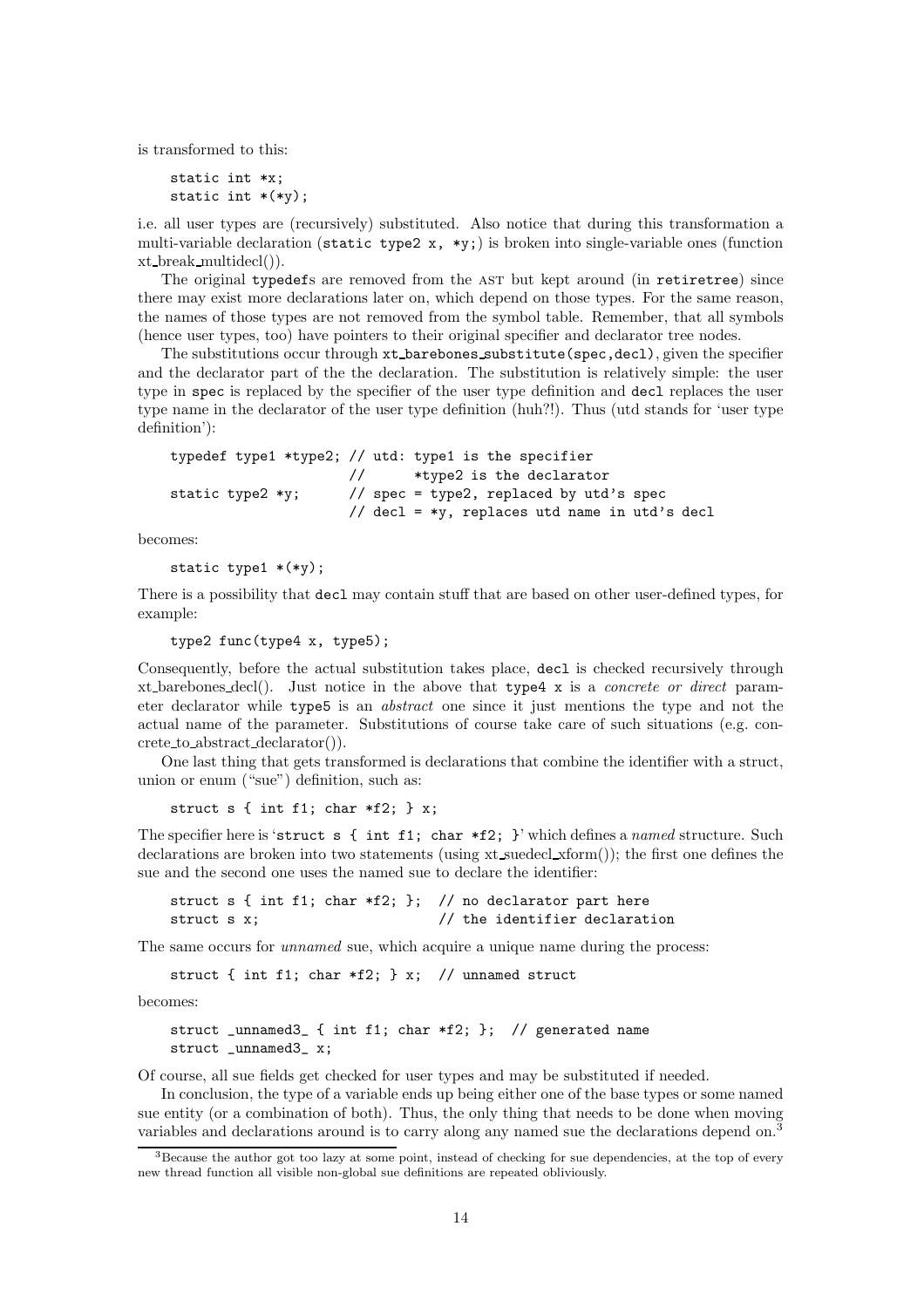is transformed to this:

```
static int *x;
static int *(*y);
```

i.e. all user types are (recursively) substituted. Also notice that during this transformation a multi-variable declaration (`static type2 x, *y;`) is broken into single-variable ones (function xt_break_multidecl()).

The original `typedef`s are removed from the AST but kept around (in `retiretree`) since there may exist more declarations later on, which depend on those types. For the same reason, the names of those types are not removed from the symbol table. Remember, that all symbols (hence user types, too) have pointers to their original specifier and declarator tree nodes.

The substitutions occur through `xt_barebones_substitute(spec,decl)`, given the specifier and the declarator part of the the declaration. The substitution is relatively simple: the user type in `spec` is replaced by the specifier of the user type definition and `decl` replaces the user type name in the declarator of the user type definition (huh?!). Thus (utd stands for 'user type definition'):

```
typedef type1 *type2; // utd: type1 is the specifier
                      //      *type2 is the declarator
static type2 *y;      // spec = type2, replaced by utd's spec
                      // decl = *y, replaces utd name in utd's decl
```

becomes:

```
static type1 *(*y);
```

There is a possibility that `decl` may contain stuff that are based on other user-defined types, for example:

```
type2 func(type4 x, type5);
```

Consequently, before the actual substitution takes place, `decl` is checked recursively through xt_barebones_decl(). Just notice in the above that `type4 x` is a *concrete or direct* parameter declarator while `type5` is an *abstract* one since it just mentions the type and not the actual name of the parameter. Substitutions of course take care of such situations (e.g. concrete_to_abstract_declarator()).

One last thing that gets transformed is declarations that combine the identifier with a struct, union or enum ("sue") definition, such as:

```
struct s { int f1; char *f2; } x;
```

The specifier here is '`struct s { int f1; char *f2; }`' which defines a *named* structure. Such declarations are broken into two statements (using xt_suedecl_xform()); the first one defines the sue and the second one uses the named sue to declare the identifier:

```
struct s { int f1; char *f2; };  // no declarator part here
struct s x;                      // the identifier declaration
```

The same occurs for *unnamed* sue, which acquire a unique name during the process:

```
struct { int f1; char *f2; } x;  // unnamed struct
```

becomes:

```
struct _unnamed3_ { int f1; char *f2; };  // generated name
struct _unnamed3_ x;
```

Of course, all sue fields get checked for user types and may be substituted if needed.

In conclusion, the type of a variable ends up being either one of the base types or some named sue entity (or a combination of both). Thus, the only thing that needs to be done when moving variables and declarations around is to carry along any named sue the declarations depend on.[3]

[3] Because the author got too lazy at some point, instead of checking for sue dependencies, at the top of every new thread function all visible non-global sue definitions are repeated obliviously.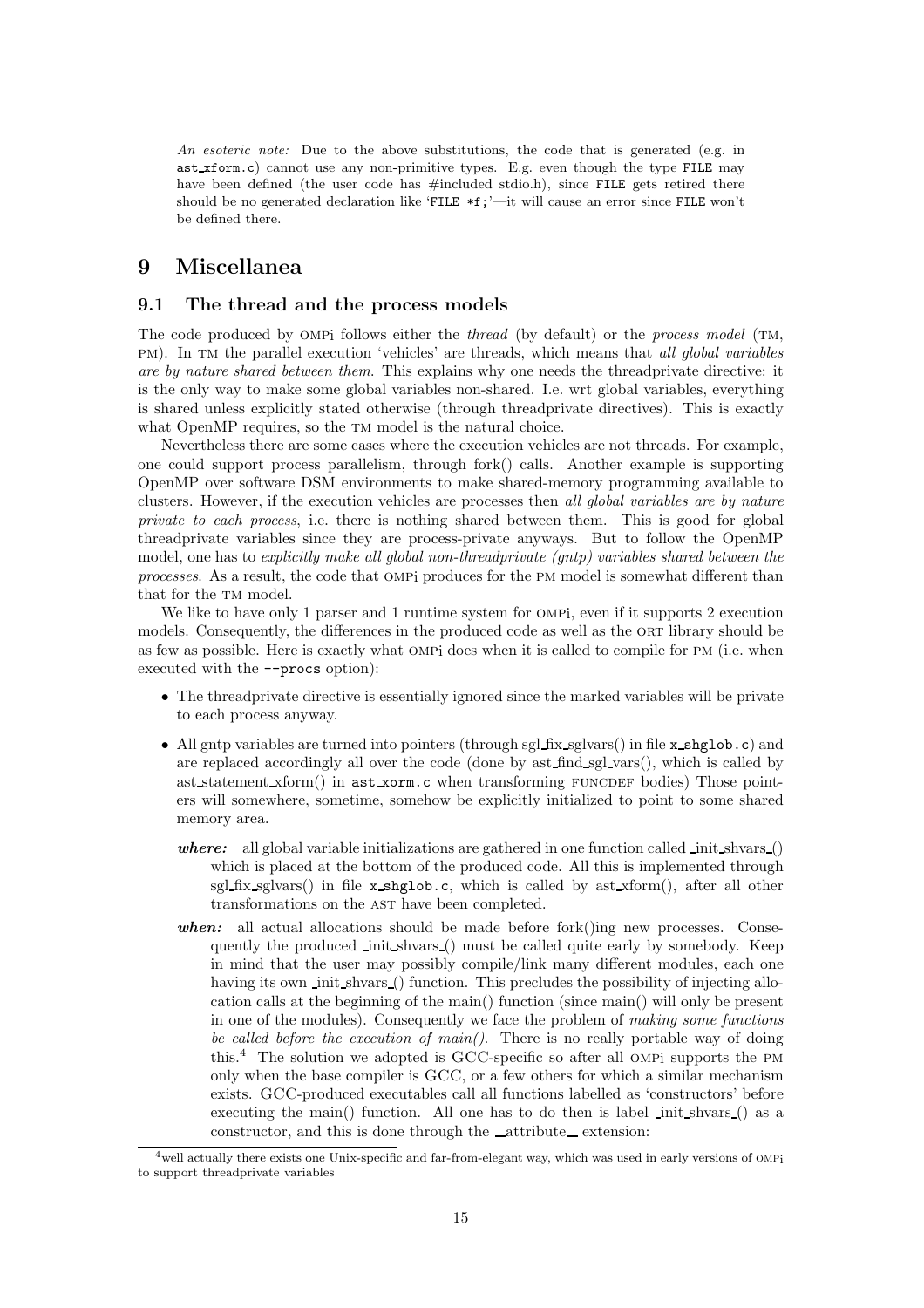*An esoteric note:* Due to the above substitutions, the code that is generated (e.g. in `ast_xform.c`) cannot use any non-primitive types. E.g. even though the type `FILE` may have been defined (the user code has #included stdio.h), since `FILE` gets retired there should be no generated declaration like '`FILE *f;`'—it will cause an error since `FILE` won't be defined there.

# 9 Miscellanea

## 9.1 The thread and the process models

The code produced by OMPi follows either the *thread* (by default) or the *process model* (TM, PM). In TM the parallel execution 'vehicles' are threads, which means that *all global variables are by nature shared between them*. This explains why one needs the threadprivate directive: it is the only way to make some global variables non-shared. I.e. wrt global variables, everything is shared unless explicitly stated otherwise (through threadprivate directives). This is exactly what OpenMP requires, so the TM model is the natural choice.

Nevertheless there are some cases where the execution vehicles are not threads. For example, one could support process parallelism, through fork() calls. Another example is supporting OpenMP over software DSM environments to make shared-memory programming available to clusters. However, if the execution vehicles are processes then *all global variables are by nature private to each process*, i.e. there is nothing shared between them. This is good for global threadprivate variables since they are process-private anyways. But to follow the OpenMP model, one has to *explicitly make all global non-threadprivate (gntp) variables shared between the processes*. As a result, the code that OMPi produces for the PM model is somewhat different than that for the TM model.

We like to have only 1 parser and 1 runtime system for OMPi, even if it supports 2 execution models. Consequently, the differences in the produced code as well as the ORT library should be as few as possible. Here is exactly what OMPi does when it is called to compile for PM (i.e. when executed with the `--procs` option):

- The threadprivate directive is essentially ignored since the marked variables will be private to each process anyway.
- All gntp variables are turned into pointers (through sgl_fix_sglvars() in file `x_shglob.c`) and are replaced accordingly all over the code (done by ast_find_sgl_vars(), which is called by ast_statement_xform() in `ast_xorm.c` when transforming FUNCDEF bodies) Those pointers will somewhere, sometime, somehow be explicitly initialized to point to some shared memory area.
  - ***where:*** all global variable initializations are gathered in one function called _init_shvars_() which is placed at the bottom of the produced code. All this is implemented through sgl_fix_sglvars() in file `x_shglob.c`, which is called by ast_xform(), after all other transformations on the AST have been completed.
  - ***when:*** all actual allocations should be made before fork()ing new processes. Consequently the produced _init_shvars_() must be called quite early by somebody. Keep in mind that the user may possibly compile/link many different modules, each one having its own _init_shvars_() function. This precludes the possibility of injecting allocation calls at the beginning of the main() function (since main() will only be present in one of the modules). Consequently we face the problem of *making some functions be called before the execution of main()*. There is no really portable way of doing this.[4] The solution we adopted is GCC-specific so after all OMPi supports the PM only when the base compiler is GCC, or a few others for which a similar mechanism exists. GCC-produced executables call all functions labelled as 'constructors' before executing the main() function. All one has to do then is label _init_shvars_() as a constructor, and this is done through the __attribute__ extension:

[4] well actually there exists one Unix-specific and far-from-elegant way, which was used in early versions of OMPi to support threadprivate variables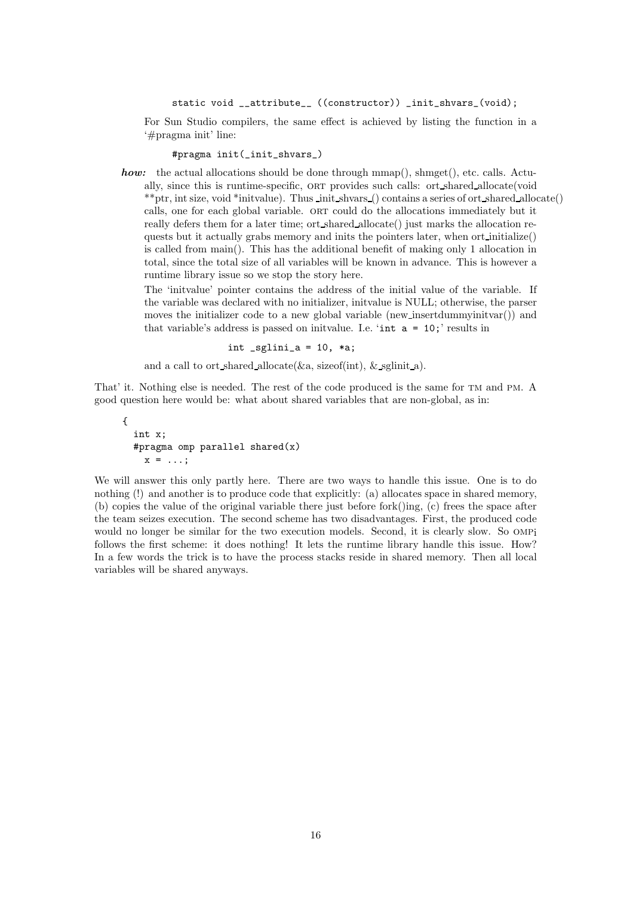```
static void __attribute__ ((constructor)) _init_shvars_(void);
```

For Sun Studio compilers, the same effect is achieved by listing the function in a '#pragma init' line:

```
#pragma init(_init_shvars_)
```

***how:*** the actual allocations should be done through mmap(), shmget(), etc. calls. Actually, since this is runtime-specific, ORT provides such calls: ort_shared_allocate(void **ptr, int size, void *initvalue). Thus _init_shvars_() contains a series of ort_shared_allocate() calls, one for each global variable. ORT could do the allocations immediately but it really defers them for a later time; ort_shared_allocate() just marks the allocation requests but it actually grabs memory and inits the pointers later, when ort_initialize() is called from main(). This has the additional benefit of making only 1 allocation in total, since the total size of all variables will be known in advance. This is however a runtime library issue so we stop the story here.

The 'initvalue' pointer contains the address of the initial value of the variable. If the variable was declared with no initializer, initvalue is NULL; otherwise, the parser moves the initializer code to a new global variable (new_insertdummyinitvar()) and that variable's address is passed on initvalue. I.e. '`int a = 10;`' results in

```
int _sglini_a = 10, *a;
```

and a call to ort_shared_allocate(&a, sizeof(int), &_sglinit_a).

That' it. Nothing else is needed. The rest of the code produced is the same for TM and PM. A good question here would be: what about shared variables that are non-global, as in:

```
{
  int x;
  #pragma omp parallel shared(x)
    x = ...;
```

We will answer this only partly here. There are two ways to handle this issue. One is to do nothing (!) and another is to produce code that explicitly: (a) allocates space in shared memory, (b) copies the value of the original variable there just before fork()ing, (c) frees the space after the team seizes execution. The second scheme has two disadvantages. First, the produced code would no longer be similar for the two execution models. Second, it is clearly slow. So OMPi follows the first scheme: it does nothing! It lets the runtime library handle this issue. How? In a few words the trick is to have the process stacks reside in shared memory. Then all local variables will be shared anyways.